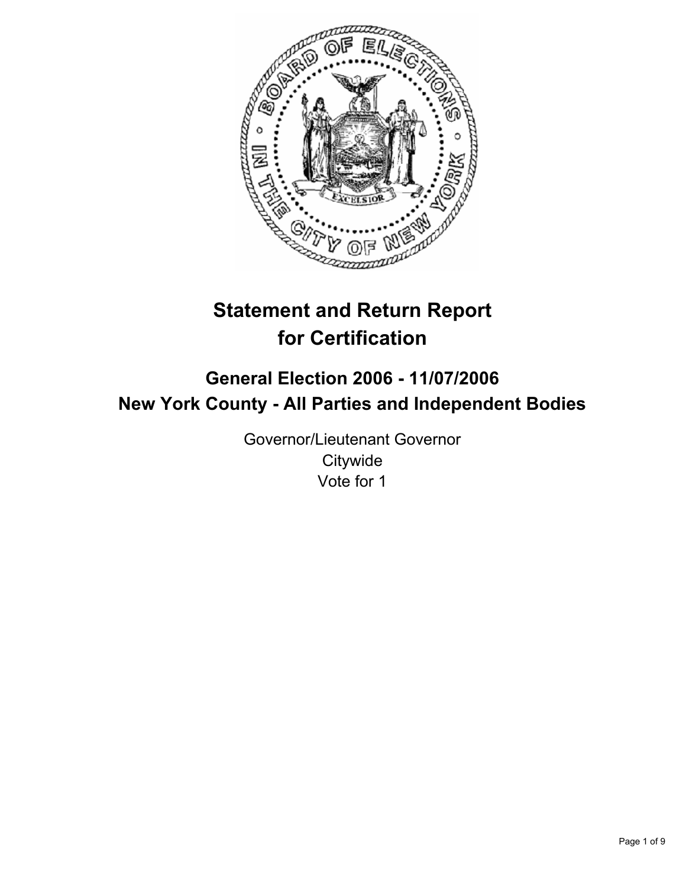# Statement and Return Report for Certification

## General Election 2006 - 11/07/2006
## New York County - All Parties and Independent Bodies

Governor/Lieutenant Governor
Citywide
Vote for 1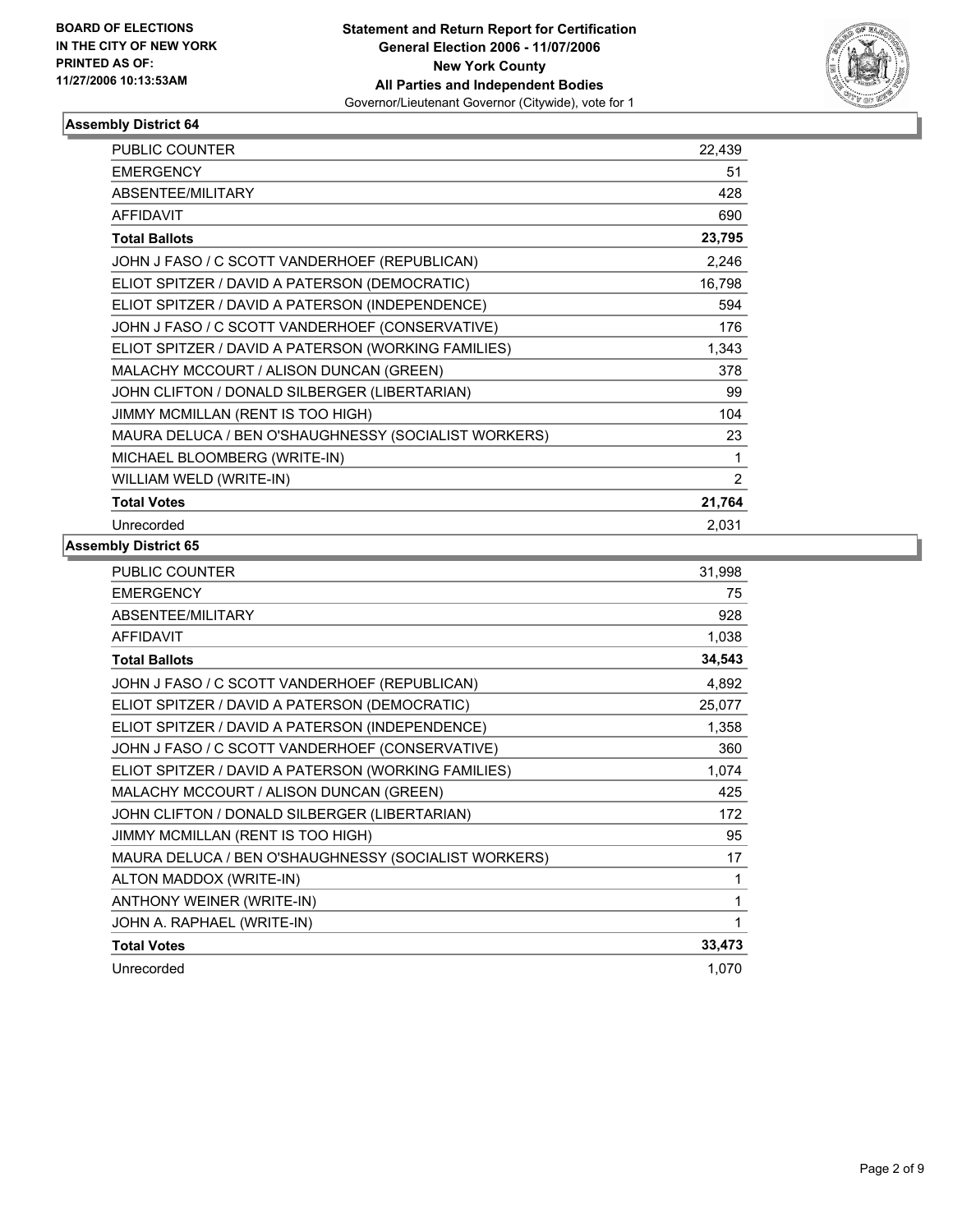**BOARD OF ELECTIONS IN THE CITY OF NEW YORK PRINTED AS OF: 11/27/2006 10:13:53AM**

# Statement and Return Report for Certification General Election 2006 - 11/07/2006 New York County All Parties and Independent Bodies

Governor/Lieutenant Governor (Citywide), vote for 1

## Assembly District 64

| | |
|---|---|
| PUBLIC COUNTER | 22,439 |
| EMERGENCY | 51 |
| ABSENTEE/MILITARY | 428 |
| AFFIDAVIT | 690 |
| **Total Ballots** | **23,795** |
| JOHN J FASO / C SCOTT VANDERHOEF (REPUBLICAN) | 2,246 |
| ELIOT SPITZER / DAVID A PATERSON (DEMOCRATIC) | 16,798 |
| ELIOT SPITZER / DAVID A PATERSON (INDEPENDENCE) | 594 |
| JOHN J FASO / C SCOTT VANDERHOEF (CONSERVATIVE) | 176 |
| ELIOT SPITZER / DAVID A PATERSON (WORKING FAMILIES) | 1,343 |
| MALACHY MCCOURT / ALISON DUNCAN (GREEN) | 378 |
| JOHN CLIFTON / DONALD SILBERGER (LIBERTARIAN) | 99 |
| JIMMY MCMILLAN (RENT IS TOO HIGH) | 104 |
| MAURA DELUCA / BEN O'SHAUGHNESSY (SOCIALIST WORKERS) | 23 |
| MICHAEL BLOOMBERG (WRITE-IN) | 1 |
| WILLIAM WELD (WRITE-IN) | 2 |
| **Total Votes** | **21,764** |
| Unrecorded | 2,031 |

## Assembly District 65

| | |
|---|---|
| PUBLIC COUNTER | 31,998 |
| EMERGENCY | 75 |
| ABSENTEE/MILITARY | 928 |
| AFFIDAVIT | 1,038 |
| **Total Ballots** | **34,543** |
| JOHN J FASO / C SCOTT VANDERHOEF (REPUBLICAN) | 4,892 |
| ELIOT SPITZER / DAVID A PATERSON (DEMOCRATIC) | 25,077 |
| ELIOT SPITZER / DAVID A PATERSON (INDEPENDENCE) | 1,358 |
| JOHN J FASO / C SCOTT VANDERHOEF (CONSERVATIVE) | 360 |
| ELIOT SPITZER / DAVID A PATERSON (WORKING FAMILIES) | 1,074 |
| MALACHY MCCOURT / ALISON DUNCAN (GREEN) | 425 |
| JOHN CLIFTON / DONALD SILBERGER (LIBERTARIAN) | 172 |
| JIMMY MCMILLAN (RENT IS TOO HIGH) | 95 |
| MAURA DELUCA / BEN O'SHAUGHNESSY (SOCIALIST WORKERS) | 17 |
| ALTON MADDOX (WRITE-IN) | 1 |
| ANTHONY WEINER (WRITE-IN) | 1 |
| JOHN A. RAPHAEL (WRITE-IN) | 1 |
| **Total Votes** | **33,473** |
| Unrecorded | 1,070 |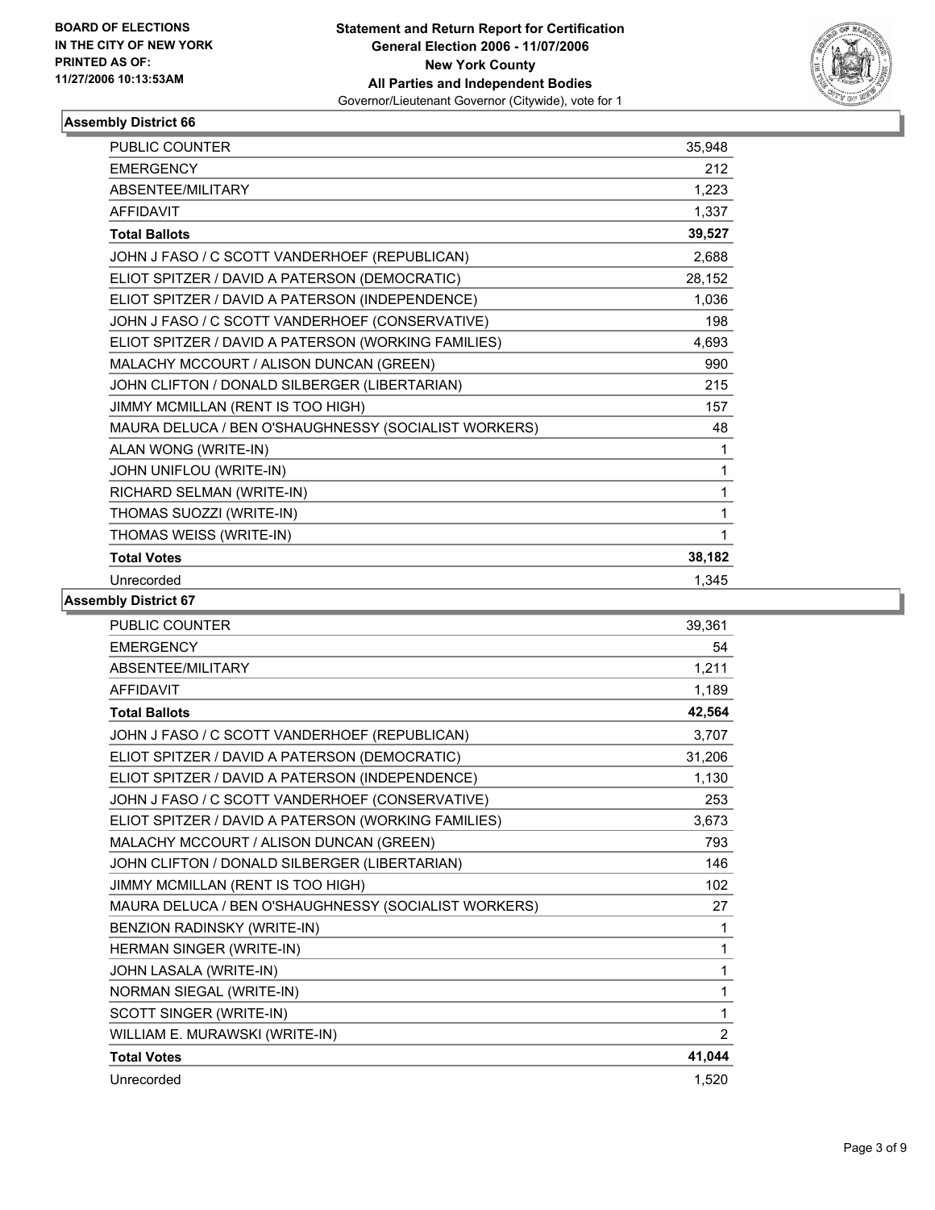BOARD OF ELECTIONS
IN THE CITY OF NEW YORK
PRINTED AS OF:
11/27/2006 10:13:53AM

**Statement and Return Report for Certification**
**General Election 2006 - 11/07/2006**
**New York County**
**All Parties and Independent Bodies**
Governor/Lieutenant Governor (Citywide), vote for 1

## Assembly District 66

| | |
|---|---|
| PUBLIC COUNTER | 35,948 |
| EMERGENCY | 212 |
| ABSENTEE/MILITARY | 1,223 |
| AFFIDAVIT | 1,337 |
| **Total Ballots** | **39,527** |
| JOHN J FASO / C SCOTT VANDERHOEF (REPUBLICAN) | 2,688 |
| ELIOT SPITZER / DAVID A PATERSON (DEMOCRATIC) | 28,152 |
| ELIOT SPITZER / DAVID A PATERSON (INDEPENDENCE) | 1,036 |
| JOHN J FASO / C SCOTT VANDERHOEF (CONSERVATIVE) | 198 |
| ELIOT SPITZER / DAVID A PATERSON (WORKING FAMILIES) | 4,693 |
| MALACHY MCCOURT / ALISON DUNCAN (GREEN) | 990 |
| JOHN CLIFTON / DONALD SILBERGER (LIBERTARIAN) | 215 |
| JIMMY MCMILLAN (RENT IS TOO HIGH) | 157 |
| MAURA DELUCA / BEN O'SHAUGHNESSY (SOCIALIST WORKERS) | 48 |
| ALAN WONG (WRITE-IN) | 1 |
| JOHN UNIFLOU (WRITE-IN) | 1 |
| RICHARD SELMAN (WRITE-IN) | 1 |
| THOMAS SUOZZI (WRITE-IN) | 1 |
| THOMAS WEISS (WRITE-IN) | 1 |
| **Total Votes** | **38,182** |
| Unrecorded | 1,345 |

## Assembly District 67

| | |
|---|---|
| PUBLIC COUNTER | 39,361 |
| EMERGENCY | 54 |
| ABSENTEE/MILITARY | 1,211 |
| AFFIDAVIT | 1,189 |
| **Total Ballots** | **42,564** |
| JOHN J FASO / C SCOTT VANDERHOEF (REPUBLICAN) | 3,707 |
| ELIOT SPITZER / DAVID A PATERSON (DEMOCRATIC) | 31,206 |
| ELIOT SPITZER / DAVID A PATERSON (INDEPENDENCE) | 1,130 |
| JOHN J FASO / C SCOTT VANDERHOEF (CONSERVATIVE) | 253 |
| ELIOT SPITZER / DAVID A PATERSON (WORKING FAMILIES) | 3,673 |
| MALACHY MCCOURT / ALISON DUNCAN (GREEN) | 793 |
| JOHN CLIFTON / DONALD SILBERGER (LIBERTARIAN) | 146 |
| JIMMY MCMILLAN (RENT IS TOO HIGH) | 102 |
| MAURA DELUCA / BEN O'SHAUGHNESSY (SOCIALIST WORKERS) | 27 |
| BENZION RADINSKY (WRITE-IN) | 1 |
| HERMAN SINGER (WRITE-IN) | 1 |
| JOHN LASALA (WRITE-IN) | 1 |
| NORMAN SIEGAL (WRITE-IN) | 1 |
| SCOTT SINGER (WRITE-IN) | 1 |
| WILLIAM E. MURAWSKI (WRITE-IN) | 2 |
| **Total Votes** | **41,044** |
| Unrecorded | 1,520 |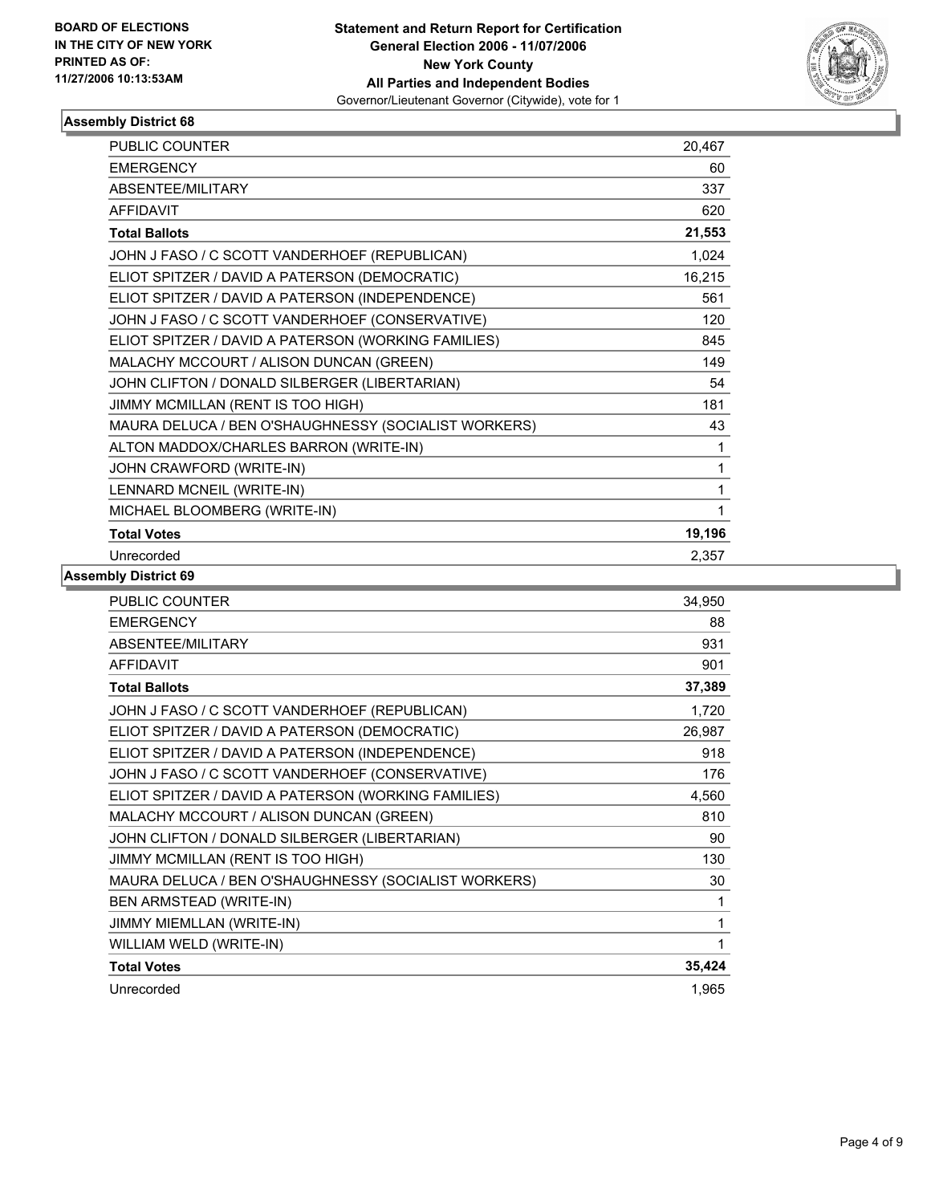**BOARD OF ELECTIONS IN THE CITY OF NEW YORK PRINTED AS OF: 11/27/2006 10:13:53AM**

**Statement and Return Report for Certification General Election 2006 - 11/07/2006 New York County All Parties and Independent Bodies**
Governor/Lieutenant Governor (Citywide), vote for 1

### Assembly District 68

| | |
|---|---|
| PUBLIC COUNTER | 20,467 |
| EMERGENCY | 60 |
| ABSENTEE/MILITARY | 337 |
| AFFIDAVIT | 620 |
| **Total Ballots** | **21,553** |
| JOHN J FASO / C SCOTT VANDERHOEF (REPUBLICAN) | 1,024 |
| ELIOT SPITZER / DAVID A PATERSON (DEMOCRATIC) | 16,215 |
| ELIOT SPITZER / DAVID A PATERSON (INDEPENDENCE) | 561 |
| JOHN J FASO / C SCOTT VANDERHOEF (CONSERVATIVE) | 120 |
| ELIOT SPITZER / DAVID A PATERSON (WORKING FAMILIES) | 845 |
| MALACHY MCCOURT / ALISON DUNCAN (GREEN) | 149 |
| JOHN CLIFTON / DONALD SILBERGER (LIBERTARIAN) | 54 |
| JIMMY MCMILLAN (RENT IS TOO HIGH) | 181 |
| MAURA DELUCA / BEN O'SHAUGHNESSY (SOCIALIST WORKERS) | 43 |
| ALTON MADDOX/CHARLES BARRON (WRITE-IN) | 1 |
| JOHN CRAWFORD (WRITE-IN) | 1 |
| LENNARD MCNEIL (WRITE-IN) | 1 |
| MICHAEL BLOOMBERG (WRITE-IN) | 1 |
| **Total Votes** | **19,196** |
| Unrecorded | 2,357 |

### Assembly District 69

| | |
|---|---|
| PUBLIC COUNTER | 34,950 |
| EMERGENCY | 88 |
| ABSENTEE/MILITARY | 931 |
| AFFIDAVIT | 901 |
| **Total Ballots** | **37,389** |
| JOHN J FASO / C SCOTT VANDERHOEF (REPUBLICAN) | 1,720 |
| ELIOT SPITZER / DAVID A PATERSON (DEMOCRATIC) | 26,987 |
| ELIOT SPITZER / DAVID A PATERSON (INDEPENDENCE) | 918 |
| JOHN J FASO / C SCOTT VANDERHOEF (CONSERVATIVE) | 176 |
| ELIOT SPITZER / DAVID A PATERSON (WORKING FAMILIES) | 4,560 |
| MALACHY MCCOURT / ALISON DUNCAN (GREEN) | 810 |
| JOHN CLIFTON / DONALD SILBERGER (LIBERTARIAN) | 90 |
| JIMMY MCMILLAN (RENT IS TOO HIGH) | 130 |
| MAURA DELUCA / BEN O'SHAUGHNESSY (SOCIALIST WORKERS) | 30 |
| BEN ARMSTEAD (WRITE-IN) | 1 |
| JIMMY MIEMLLAN (WRITE-IN) | 1 |
| WILLIAM WELD (WRITE-IN) | 1 |
| **Total Votes** | **35,424** |
| Unrecorded | 1,965 |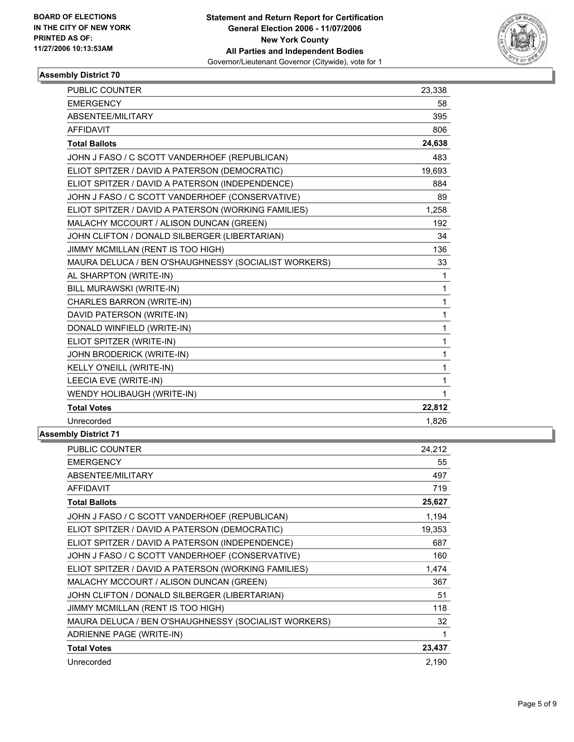**BOARD OF ELECTIONS IN THE CITY OF NEW YORK PRINTED AS OF: 11/27/2006 10:13:53AM**

# Statement and Return Report for Certification
## General Election 2006 - 11/07/2006
## New York County
## All Parties and Independent Bodies
Governor/Lieutenant Governor (Citywide), vote for 1

### Assembly District 70

| | |
|---|---|
| PUBLIC COUNTER | 23,338 |
| EMERGENCY | 58 |
| ABSENTEE/MILITARY | 395 |
| AFFIDAVIT | 806 |
| **Total Ballots** | **24,638** |
| JOHN J FASO / C SCOTT VANDERHOEF (REPUBLICAN) | 483 |
| ELIOT SPITZER / DAVID A PATERSON (DEMOCRATIC) | 19,693 |
| ELIOT SPITZER / DAVID A PATERSON (INDEPENDENCE) | 884 |
| JOHN J FASO / C SCOTT VANDERHOEF (CONSERVATIVE) | 89 |
| ELIOT SPITZER / DAVID A PATERSON (WORKING FAMILIES) | 1,258 |
| MALACHY MCCOURT / ALISON DUNCAN (GREEN) | 192 |
| JOHN CLIFTON / DONALD SILBERGER (LIBERTARIAN) | 34 |
| JIMMY MCMILLAN (RENT IS TOO HIGH) | 136 |
| MAURA DELUCA / BEN O'SHAUGHNESSY (SOCIALIST WORKERS) | 33 |
| AL SHARPTON (WRITE-IN) | 1 |
| BILL MURAWSKI (WRITE-IN) | 1 |
| CHARLES BARRON (WRITE-IN) | 1 |
| DAVID PATERSON (WRITE-IN) | 1 |
| DONALD WINFIELD (WRITE-IN) | 1 |
| ELIOT SPITZER (WRITE-IN) | 1 |
| JOHN BRODERICK (WRITE-IN) | 1 |
| KELLY O'NEILL (WRITE-IN) | 1 |
| LEECIA EVE (WRITE-IN) | 1 |
| WENDY HOLIBAUGH (WRITE-IN) | 1 |
| **Total Votes** | **22,812** |
| Unrecorded | 1,826 |

### Assembly District 71

| | |
|---|---|
| PUBLIC COUNTER | 24,212 |
| EMERGENCY | 55 |
| ABSENTEE/MILITARY | 497 |
| AFFIDAVIT | 719 |
| **Total Ballots** | **25,627** |
| JOHN J FASO / C SCOTT VANDERHOEF (REPUBLICAN) | 1,194 |
| ELIOT SPITZER / DAVID A PATERSON (DEMOCRATIC) | 19,353 |
| ELIOT SPITZER / DAVID A PATERSON (INDEPENDENCE) | 687 |
| JOHN J FASO / C SCOTT VANDERHOEF (CONSERVATIVE) | 160 |
| ELIOT SPITZER / DAVID A PATERSON (WORKING FAMILIES) | 1,474 |
| MALACHY MCCOURT / ALISON DUNCAN (GREEN) | 367 |
| JOHN CLIFTON / DONALD SILBERGER (LIBERTARIAN) | 51 |
| JIMMY MCMILLAN (RENT IS TOO HIGH) | 118 |
| MAURA DELUCA / BEN O'SHAUGHNESSY (SOCIALIST WORKERS) | 32 |
| ADRIENNE PAGE (WRITE-IN) | 1 |
| **Total Votes** | **23,437** |
| Unrecorded | 2,190 |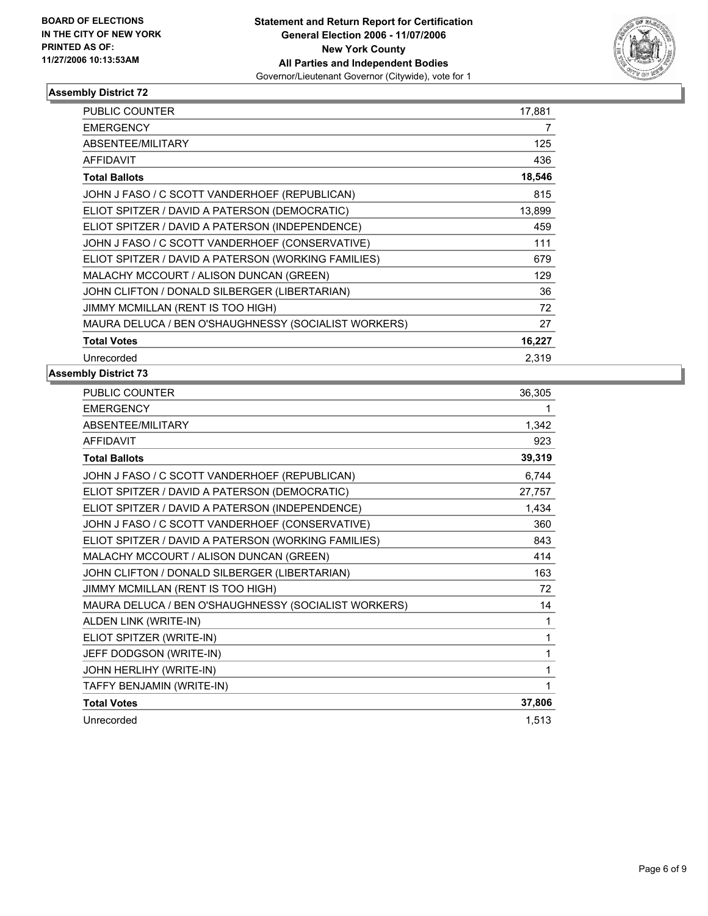**BOARD OF ELECTIONS IN THE CITY OF NEW YORK PRINTED AS OF: 11/27/2006 10:13:53AM**

**Statement and Return Report for Certification General Election 2006 - 11/07/2006 New York County All Parties and Independent Bodies**
Governor/Lieutenant Governor (Citywide), vote for 1

### Assembly District 72

| | |
|---|---|
| PUBLIC COUNTER | 17,881 |
| EMERGENCY | 7 |
| ABSENTEE/MILITARY | 125 |
| AFFIDAVIT | 436 |
| **Total Ballots** | **18,546** |
| JOHN J FASO / C SCOTT VANDERHOEF (REPUBLICAN) | 815 |
| ELIOT SPITZER / DAVID A PATERSON (DEMOCRATIC) | 13,899 |
| ELIOT SPITZER / DAVID A PATERSON (INDEPENDENCE) | 459 |
| JOHN J FASO / C SCOTT VANDERHOEF (CONSERVATIVE) | 111 |
| ELIOT SPITZER / DAVID A PATERSON (WORKING FAMILIES) | 679 |
| MALACHY MCCOURT / ALISON DUNCAN (GREEN) | 129 |
| JOHN CLIFTON / DONALD SILBERGER (LIBERTARIAN) | 36 |
| JIMMY MCMILLAN (RENT IS TOO HIGH) | 72 |
| MAURA DELUCA / BEN O'SHAUGHNESSY (SOCIALIST WORKERS) | 27 |
| **Total Votes** | **16,227** |
| Unrecorded | 2,319 |

### Assembly District 73

| | |
|---|---|
| PUBLIC COUNTER | 36,305 |
| EMERGENCY | 1 |
| ABSENTEE/MILITARY | 1,342 |
| AFFIDAVIT | 923 |
| **Total Ballots** | **39,319** |
| JOHN J FASO / C SCOTT VANDERHOEF (REPUBLICAN) | 6,744 |
| ELIOT SPITZER / DAVID A PATERSON (DEMOCRATIC) | 27,757 |
| ELIOT SPITZER / DAVID A PATERSON (INDEPENDENCE) | 1,434 |
| JOHN J FASO / C SCOTT VANDERHOEF (CONSERVATIVE) | 360 |
| ELIOT SPITZER / DAVID A PATERSON (WORKING FAMILIES) | 843 |
| MALACHY MCCOURT / ALISON DUNCAN (GREEN) | 414 |
| JOHN CLIFTON / DONALD SILBERGER (LIBERTARIAN) | 163 |
| JIMMY MCMILLAN (RENT IS TOO HIGH) | 72 |
| MAURA DELUCA / BEN O'SHAUGHNESSY (SOCIALIST WORKERS) | 14 |
| ALDEN LINK (WRITE-IN) | 1 |
| ELIOT SPITZER (WRITE-IN) | 1 |
| JEFF DODGSON (WRITE-IN) | 1 |
| JOHN HERLIHY (WRITE-IN) | 1 |
| TAFFY BENJAMIN (WRITE-IN) | 1 |
| **Total Votes** | **37,806** |
| Unrecorded | 1,513 |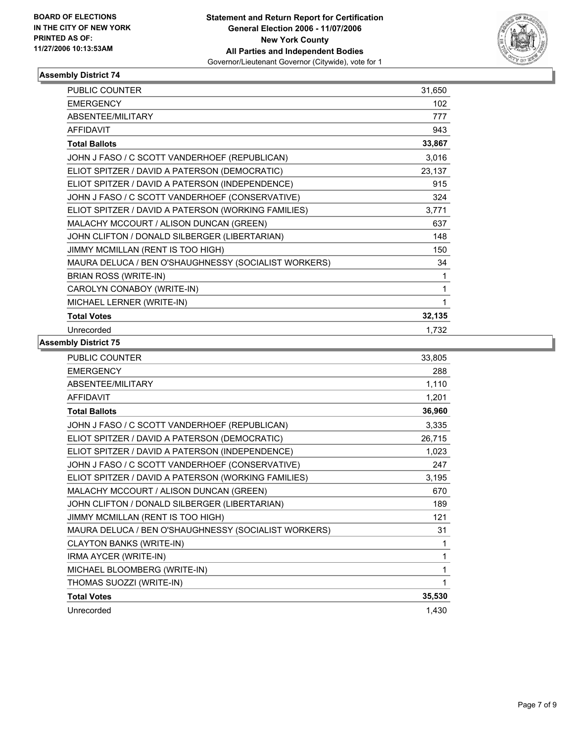BOARD OF ELECTIONS
IN THE CITY OF NEW YORK
PRINTED AS OF:
11/27/2006 10:13:53AM

**Statement and Return Report for Certification**
**General Election 2006 - 11/07/2006**
**New York County**
**All Parties and Independent Bodies**
Governor/Lieutenant Governor (Citywide), vote for 1

## Assembly District 74

| | |
|---|---|
| PUBLIC COUNTER | 31,650 |
| EMERGENCY | 102 |
| ABSENTEE/MILITARY | 777 |
| AFFIDAVIT | 943 |
| **Total Ballots** | **33,867** |
| JOHN J FASO / C SCOTT VANDERHOEF (REPUBLICAN) | 3,016 |
| ELIOT SPITZER / DAVID A PATERSON (DEMOCRATIC) | 23,137 |
| ELIOT SPITZER / DAVID A PATERSON (INDEPENDENCE) | 915 |
| JOHN J FASO / C SCOTT VANDERHOEF (CONSERVATIVE) | 324 |
| ELIOT SPITZER / DAVID A PATERSON (WORKING FAMILIES) | 3,771 |
| MALACHY MCCOURT / ALISON DUNCAN (GREEN) | 637 |
| JOHN CLIFTON / DONALD SILBERGER (LIBERTARIAN) | 148 |
| JIMMY MCMILLAN (RENT IS TOO HIGH) | 150 |
| MAURA DELUCA / BEN O'SHAUGHNESSY (SOCIALIST WORKERS) | 34 |
| BRIAN ROSS (WRITE-IN) | 1 |
| CAROLYN CONABOY (WRITE-IN) | 1 |
| MICHAEL LERNER (WRITE-IN) | 1 |
| **Total Votes** | **32,135** |
| Unrecorded | 1,732 |

## Assembly District 75

| | |
|---|---|
| PUBLIC COUNTER | 33,805 |
| EMERGENCY | 288 |
| ABSENTEE/MILITARY | 1,110 |
| AFFIDAVIT | 1,201 |
| **Total Ballots** | **36,960** |
| JOHN J FASO / C SCOTT VANDERHOEF (REPUBLICAN) | 3,335 |
| ELIOT SPITZER / DAVID A PATERSON (DEMOCRATIC) | 26,715 |
| ELIOT SPITZER / DAVID A PATERSON (INDEPENDENCE) | 1,023 |
| JOHN J FASO / C SCOTT VANDERHOEF (CONSERVATIVE) | 247 |
| ELIOT SPITZER / DAVID A PATERSON (WORKING FAMILIES) | 3,195 |
| MALACHY MCCOURT / ALISON DUNCAN (GREEN) | 670 |
| JOHN CLIFTON / DONALD SILBERGER (LIBERTARIAN) | 189 |
| JIMMY MCMILLAN (RENT IS TOO HIGH) | 121 |
| MAURA DELUCA / BEN O'SHAUGHNESSY (SOCIALIST WORKERS) | 31 |
| CLAYTON BANKS (WRITE-IN) | 1 |
| IRMA AYCER (WRITE-IN) | 1 |
| MICHAEL BLOOMBERG (WRITE-IN) | 1 |
| THOMAS SUOZZI (WRITE-IN) | 1 |
| **Total Votes** | **35,530** |
| Unrecorded | 1,430 |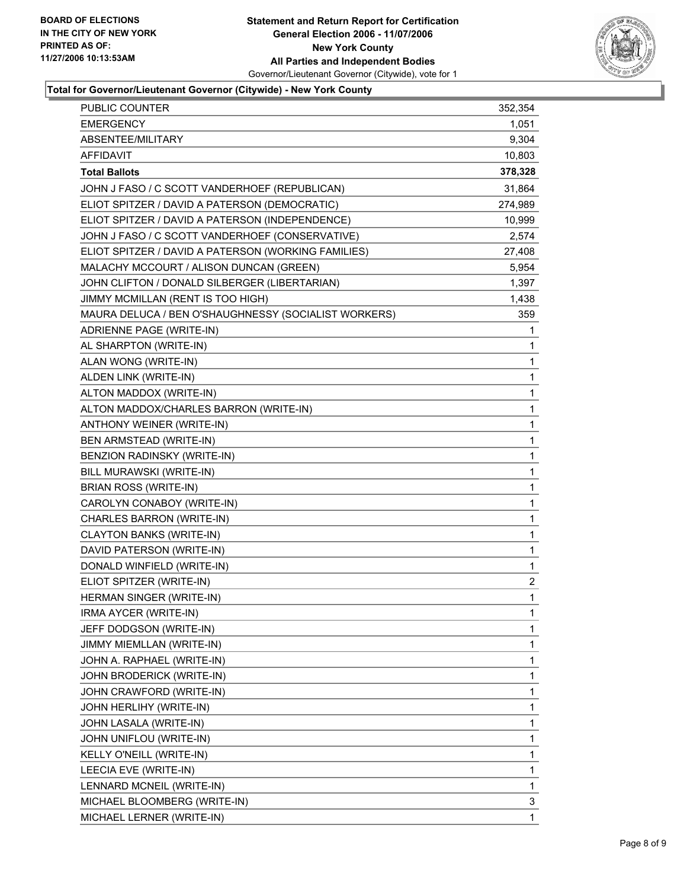BOARD OF ELECTIONS
IN THE CITY OF NEW YORK
PRINTED AS OF:
11/27/2006 10:13:53AM

**Statement and Return Report for Certification**
**General Election 2006 - 11/07/2006**
**New York County**
**All Parties and Independent Bodies**
Governor/Lieutenant Governor (Citywide), vote for 1

### Total for Governor/Lieutenant Governor (Citywide) - New York County

| | |
|---|---|
| PUBLIC COUNTER | 352,354 |
| EMERGENCY | 1,051 |
| ABSENTEE/MILITARY | 9,304 |
| AFFIDAVIT | 10,803 |
| **Total Ballots** | **378,328** |
| JOHN J FASO / C SCOTT VANDERHOEF (REPUBLICAN) | 31,864 |
| ELIOT SPITZER / DAVID A PATERSON (DEMOCRATIC) | 274,989 |
| ELIOT SPITZER / DAVID A PATERSON (INDEPENDENCE) | 10,999 |
| JOHN J FASO / C SCOTT VANDERHOEF (CONSERVATIVE) | 2,574 |
| ELIOT SPITZER / DAVID A PATERSON (WORKING FAMILIES) | 27,408 |
| MALACHY MCCOURT / ALISON DUNCAN (GREEN) | 5,954 |
| JOHN CLIFTON / DONALD SILBERGER (LIBERTARIAN) | 1,397 |
| JIMMY MCMILLAN (RENT IS TOO HIGH) | 1,438 |
| MAURA DELUCA / BEN O'SHAUGHNESSY (SOCIALIST WORKERS) | 359 |
| ADRIENNE PAGE (WRITE-IN) | 1 |
| AL SHARPTON (WRITE-IN) | 1 |
| ALAN WONG (WRITE-IN) | 1 |
| ALDEN LINK (WRITE-IN) | 1 |
| ALTON MADDOX (WRITE-IN) | 1 |
| ALTON MADDOX/CHARLES BARRON (WRITE-IN) | 1 |
| ANTHONY WEINER (WRITE-IN) | 1 |
| BEN ARMSTEAD (WRITE-IN) | 1 |
| BENZION RADINSKY (WRITE-IN) | 1 |
| BILL MURAWSKI (WRITE-IN) | 1 |
| BRIAN ROSS (WRITE-IN) | 1 |
| CAROLYN CONABOY (WRITE-IN) | 1 |
| CHARLES BARRON (WRITE-IN) | 1 |
| CLAYTON BANKS (WRITE-IN) | 1 |
| DAVID PATERSON (WRITE-IN) | 1 |
| DONALD WINFIELD (WRITE-IN) | 1 |
| ELIOT SPITZER (WRITE-IN) | 2 |
| HERMAN SINGER (WRITE-IN) | 1 |
| IRMA AYCER (WRITE-IN) | 1 |
| JEFF DODGSON (WRITE-IN) | 1 |
| JIMMY MIEMLLAN (WRITE-IN) | 1 |
| JOHN A. RAPHAEL (WRITE-IN) | 1 |
| JOHN BRODERICK (WRITE-IN) | 1 |
| JOHN CRAWFORD (WRITE-IN) | 1 |
| JOHN HERLIHY (WRITE-IN) | 1 |
| JOHN LASALA (WRITE-IN) | 1 |
| JOHN UNIFLOU (WRITE-IN) | 1 |
| KELLY O'NEILL (WRITE-IN) | 1 |
| LEECIA EVE (WRITE-IN) | 1 |
| LENNARD MCNEIL (WRITE-IN) | 1 |
| MICHAEL BLOOMBERG (WRITE-IN) | 3 |
| MICHAEL LERNER (WRITE-IN) | 1 |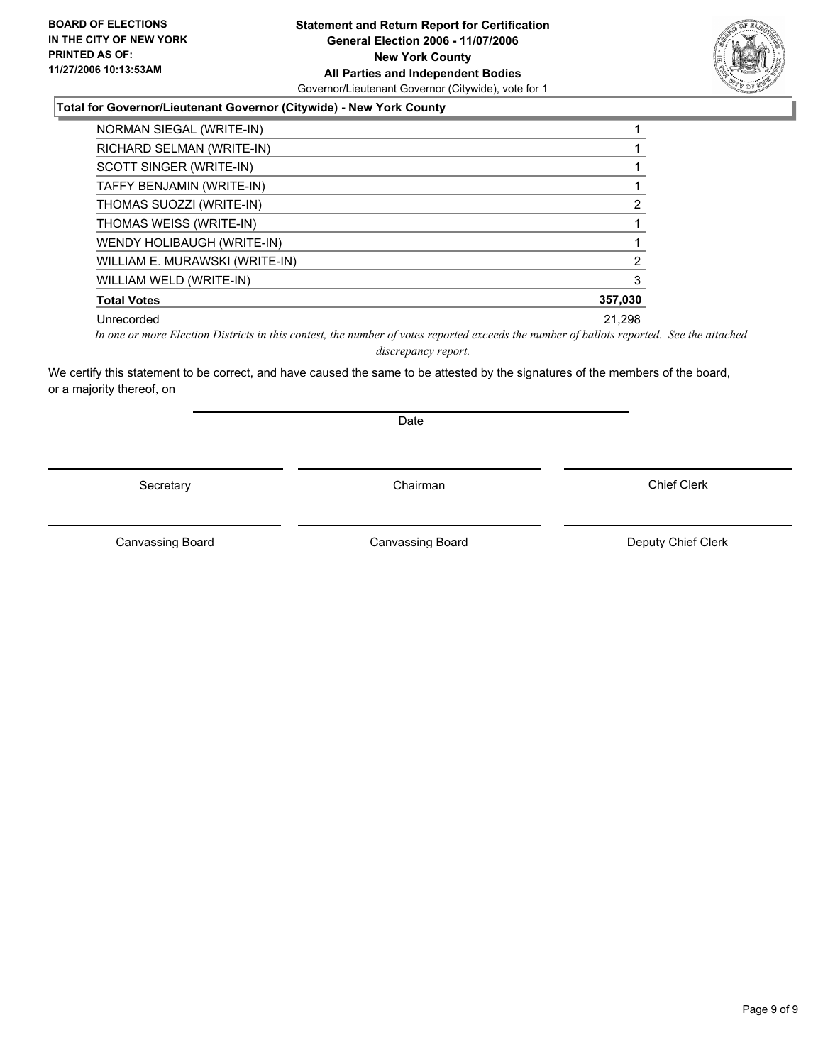**BOARD OF ELECTIONS IN THE CITY OF NEW YORK PRINTED AS OF: 11/27/2006 10:13:53AM**

**Statement and Return Report for Certification**
**General Election 2006 - 11/07/2006**
**New York County**
**All Parties and Independent Bodies**
Governor/Lieutenant Governor (Citywide), vote for 1

**Total for Governor/Lieutenant Governor (Citywide) - New York County**

| | |
|---|---|
| NORMAN SIEGAL (WRITE-IN) | 1 |
| RICHARD SELMAN (WRITE-IN) | 1 |
| SCOTT SINGER (WRITE-IN) | 1 |
| TAFFY BENJAMIN (WRITE-IN) | 1 |
| THOMAS SUOZZI (WRITE-IN) | 2 |
| THOMAS WEISS (WRITE-IN) | 1 |
| WENDY HOLIBAUGH (WRITE-IN) | 1 |
| WILLIAM E. MURAWSKI (WRITE-IN) | 2 |
| WILLIAM WELD (WRITE-IN) | 3 |
| **Total Votes** | **357,030** |
| Unrecorded | 21,298 |

*In one or more Election Districts in this contest, the number of votes reported exceeds the number of ballots reported. See the attached discrepancy report.*

We certify this statement to be correct, and have caused the same to be attested by the signatures of the members of the board, or a majority thereof, on

Date

Secretary

Chairman

Chief Clerk

Canvassing Board

Canvassing Board

Deputy Chief Clerk